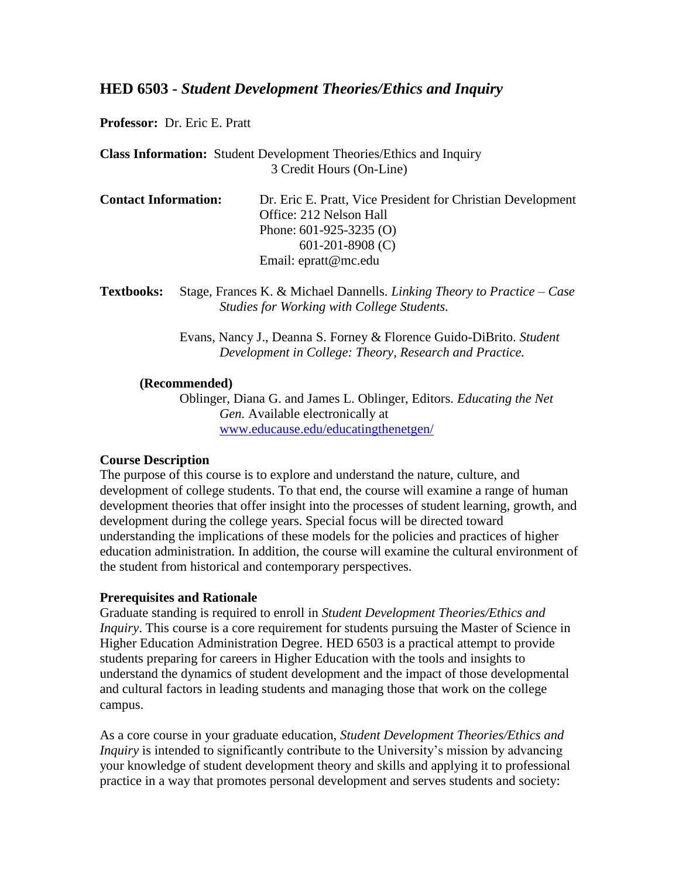## HED 6503 - *Student Development Theories/Ethics and Inquiry*

**Professor:** Dr. Eric E. Pratt

**Class Information:** Student Development Theories/Ethics and Inquiry
3 Credit Hours (On-Line)

**Contact Information:** Dr. Eric E. Pratt, Vice President for Christian Development
Office: 212 Nelson Hall
Phone: 601-925-3235 (O)
601-201-8908 (C)
Email: epratt@mc.edu

**Textbooks:** Stage, Frances K. & Michael Dannells. *Linking Theory to Practice – Case Studies for Working with College Students.*

Evans, Nancy J., Deanna S. Forney & Florence Guido-DiBrito. *Student Development in College: Theory, Research and Practice.*

**(Recommended)**
Oblinger, Diana G. and James L. Oblinger, Editors. *Educating the Net Gen.* Available electronically at www.educause.edu/educatingthenetgen/

**Course Description**
The purpose of this course is to explore and understand the nature, culture, and development of college students. To that end, the course will examine a range of human development theories that offer insight into the processes of student learning, growth, and development during the college years. Special focus will be directed toward understanding the implications of these models for the policies and practices of higher education administration. In addition, the course will examine the cultural environment of the student from historical and contemporary perspectives.

**Prerequisites and Rationale**
Graduate standing is required to enroll in *Student Development Theories/Ethics and Inquiry*. This course is a core requirement for students pursuing the Master of Science in Higher Education Administration Degree. HED 6503 is a practical attempt to provide students preparing for careers in Higher Education with the tools and insights to understand the dynamics of student development and the impact of those developmental and cultural factors in leading students and managing those that work on the college campus.

As a core course in your graduate education, *Student Development Theories/Ethics and Inquiry* is intended to significantly contribute to the University's mission by advancing your knowledge of student development theory and skills and applying it to professional practice in a way that promotes personal development and serves students and society: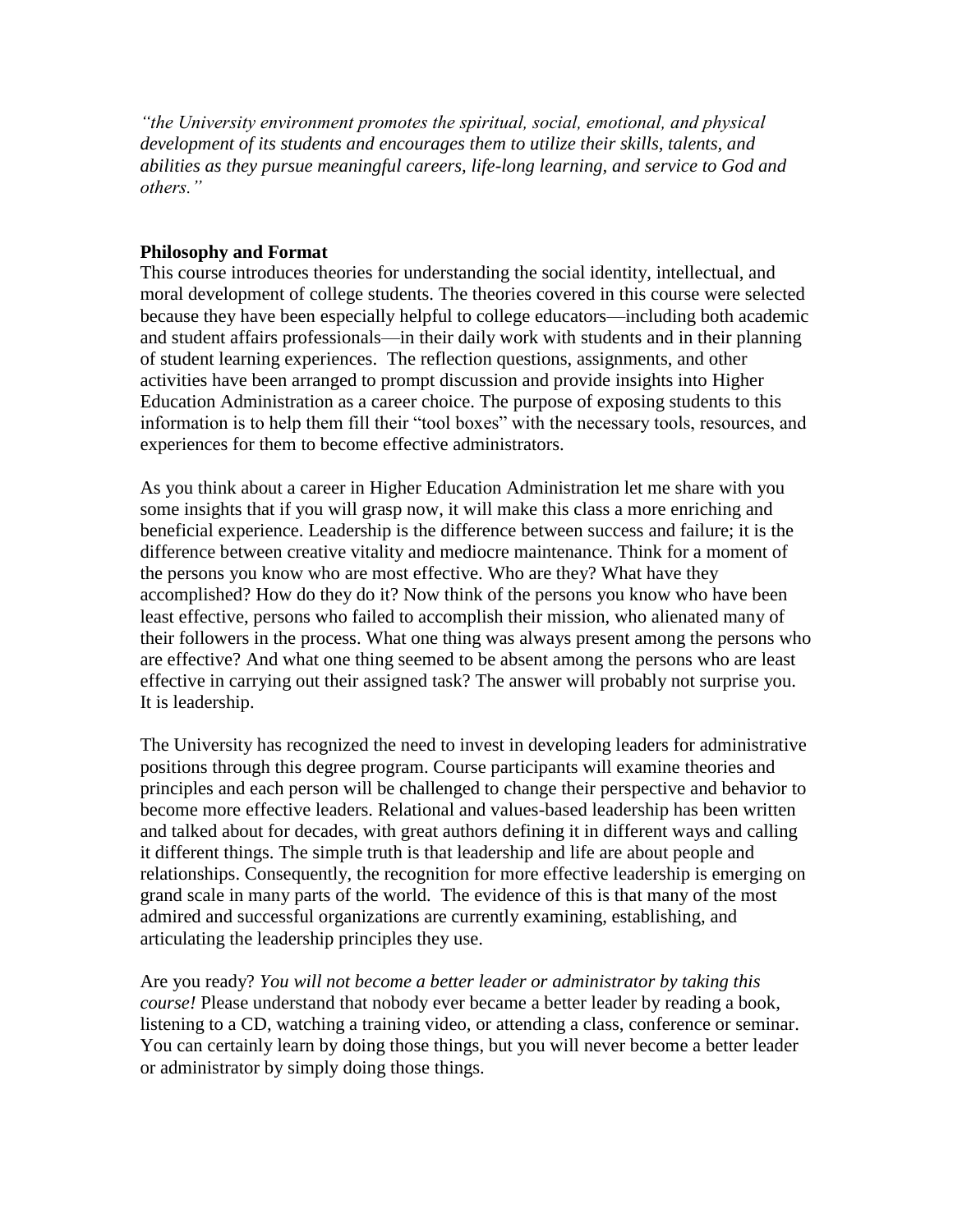*"the University environment promotes the spiritual, social, emotional, and physical development of its students and encourages them to utilize their skills, talents, and abilities as they pursue meaningful careers, life-long learning, and service to God and others."*

**Philosophy and Format**

This course introduces theories for understanding the social identity, intellectual, and moral development of college students. The theories covered in this course were selected because they have been especially helpful to college educators—including both academic and student affairs professionals—in their daily work with students and in their planning of student learning experiences. The reflection questions, assignments, and other activities have been arranged to prompt discussion and provide insights into Higher Education Administration as a career choice. The purpose of exposing students to this information is to help them fill their "tool boxes" with the necessary tools, resources, and experiences for them to become effective administrators.

As you think about a career in Higher Education Administration let me share with you some insights that if you will grasp now, it will make this class a more enriching and beneficial experience. Leadership is the difference between success and failure; it is the difference between creative vitality and mediocre maintenance. Think for a moment of the persons you know who are most effective. Who are they? What have they accomplished? How do they do it? Now think of the persons you know who have been least effective, persons who failed to accomplish their mission, who alienated many of their followers in the process. What one thing was always present among the persons who are effective? And what one thing seemed to be absent among the persons who are least effective in carrying out their assigned task? The answer will probably not surprise you. It is leadership.

The University has recognized the need to invest in developing leaders for administrative positions through this degree program. Course participants will examine theories and principles and each person will be challenged to change their perspective and behavior to become more effective leaders. Relational and values-based leadership has been written and talked about for decades, with great authors defining it in different ways and calling it different things. The simple truth is that leadership and life are about people and relationships. Consequently, the recognition for more effective leadership is emerging on grand scale in many parts of the world. The evidence of this is that many of the most admired and successful organizations are currently examining, establishing, and articulating the leadership principles they use.

Are you ready? *You will not become a better leader or administrator by taking this course!* Please understand that nobody ever became a better leader by reading a book, listening to a CD, watching a training video, or attending a class, conference or seminar. You can certainly learn by doing those things, but you will never become a better leader or administrator by simply doing those things.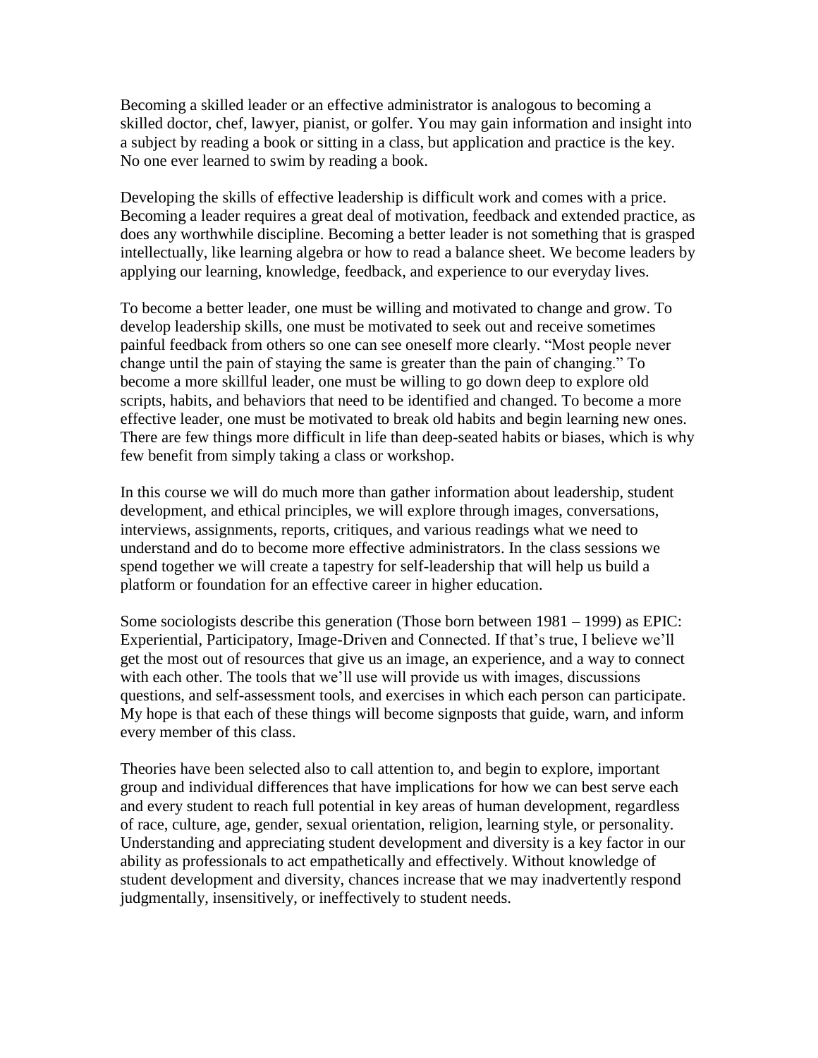Becoming a skilled leader or an effective administrator is analogous to becoming a skilled doctor, chef, lawyer, pianist, or golfer. You may gain information and insight into a subject by reading a book or sitting in a class, but application and practice is the key. No one ever learned to swim by reading a book.

Developing the skills of effective leadership is difficult work and comes with a price. Becoming a leader requires a great deal of motivation, feedback and extended practice, as does any worthwhile discipline. Becoming a better leader is not something that is grasped intellectually, like learning algebra or how to read a balance sheet. We become leaders by applying our learning, knowledge, feedback, and experience to our everyday lives.

To become a better leader, one must be willing and motivated to change and grow. To develop leadership skills, one must be motivated to seek out and receive sometimes painful feedback from others so one can see oneself more clearly. "Most people never change until the pain of staying the same is greater than the pain of changing." To become a more skillful leader, one must be willing to go down deep to explore old scripts, habits, and behaviors that need to be identified and changed. To become a more effective leader, one must be motivated to break old habits and begin learning new ones. There are few things more difficult in life than deep-seated habits or biases, which is why few benefit from simply taking a class or workshop.

In this course we will do much more than gather information about leadership, student development, and ethical principles, we will explore through images, conversations, interviews, assignments, reports, critiques, and various readings what we need to understand and do to become more effective administrators. In the class sessions we spend together we will create a tapestry for self-leadership that will help us build a platform or foundation for an effective career in higher education.

Some sociologists describe this generation (Those born between 1981 – 1999) as EPIC: Experiential, Participatory, Image-Driven and Connected. If that's true, I believe we'll get the most out of resources that give us an image, an experience, and a way to connect with each other. The tools that we'll use will provide us with images, discussions questions, and self-assessment tools, and exercises in which each person can participate. My hope is that each of these things will become signposts that guide, warn, and inform every member of this class.

Theories have been selected also to call attention to, and begin to explore, important group and individual differences that have implications for how we can best serve each and every student to reach full potential in key areas of human development, regardless of race, culture, age, gender, sexual orientation, religion, learning style, or personality. Understanding and appreciating student development and diversity is a key factor in our ability as professionals to act empathetically and effectively. Without knowledge of student development and diversity, chances increase that we may inadvertently respond judgmentally, insensitively, or ineffectively to student needs.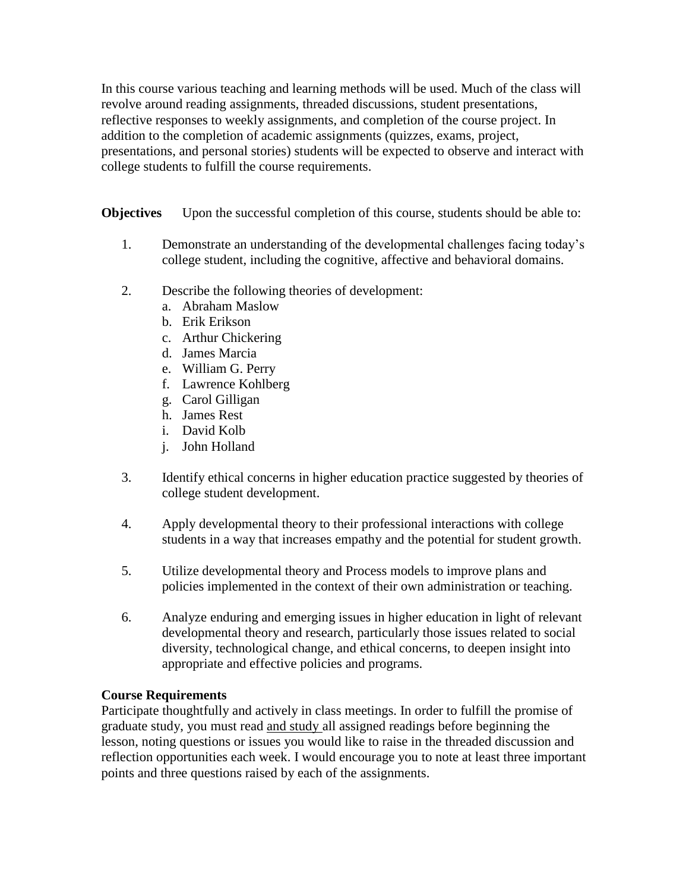In this course various teaching and learning methods will be used. Much of the class will revolve around reading assignments, threaded discussions, student presentations, reflective responses to weekly assignments, and completion of the course project. In addition to the completion of academic assignments (quizzes, exams, project, presentations, and personal stories) students will be expected to observe and interact with college students to fulfill the course requirements.

**Objectives** Upon the successful completion of this course, students should be able to:

1. Demonstrate an understanding of the developmental challenges facing today's college student, including the cognitive, affective and behavioral domains.

2. Describe the following theories of development:
   a. Abraham Maslow
   b. Erik Erikson
   c. Arthur Chickering
   d. James Marcia
   e. William G. Perry
   f. Lawrence Kohlberg
   g. Carol Gilligan
   h. James Rest
   i. David Kolb
   j. John Holland

3. Identify ethical concerns in higher education practice suggested by theories of college student development.

4. Apply developmental theory to their professional interactions with college students in a way that increases empathy and the potential for student growth.

5. Utilize developmental theory and Process models to improve plans and policies implemented in the context of their own administration or teaching.

6. Analyze enduring and emerging issues in higher education in light of relevant developmental theory and research, particularly those issues related to social diversity, technological change, and ethical concerns, to deepen insight into appropriate and effective policies and programs.

**Course Requirements**

Participate thoughtfully and actively in class meetings. In order to fulfill the promise of graduate study, you must read and study all assigned readings before beginning the lesson, noting questions or issues you would like to raise in the threaded discussion and reflection opportunities each week. I would encourage you to note at least three important points and three questions raised by each of the assignments.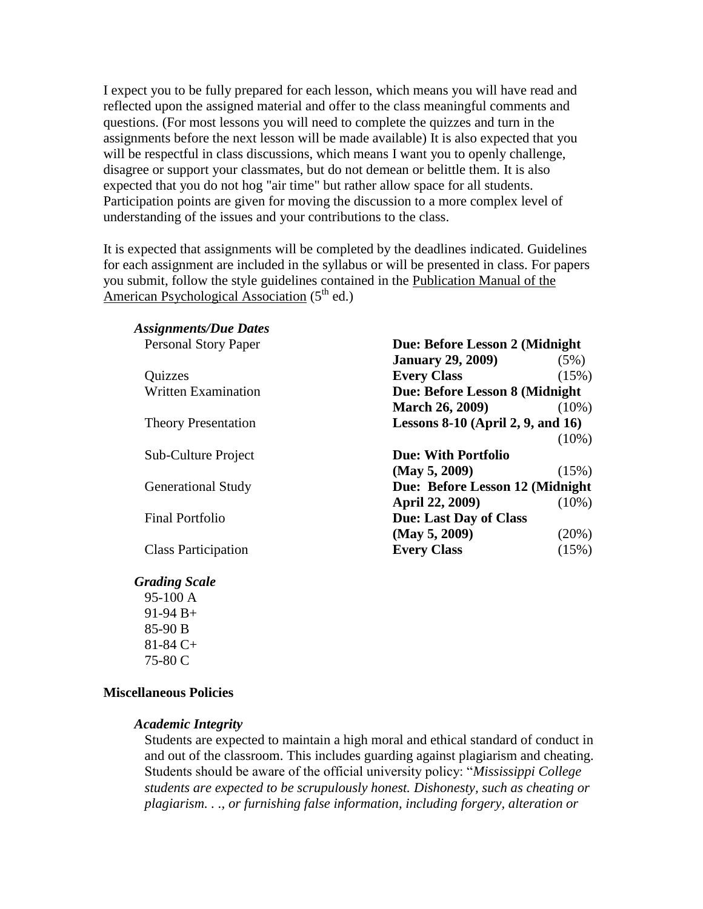I expect you to be fully prepared for each lesson, which means you will have read and reflected upon the assigned material and offer to the class meaningful comments and questions. (For most lessons you will need to complete the quizzes and turn in the assignments before the next lesson will be made available) It is also expected that you will be respectful in class discussions, which means I want you to openly challenge, disagree or support your classmates, but do not demean or belittle them. It is also expected that you do not hog "air time" but rather allow space for all students. Participation points are given for moving the discussion to a more complex level of understanding of the issues and your contributions to the class.

It is expected that assignments will be completed by the deadlines indicated. Guidelines for each assignment are included in the syllabus or will be presented in class. For papers you submit, follow the style guidelines contained in the Publication Manual of the American Psychological Association (5th ed.)

***Assignments/Due Dates***

| Assignment | Due | Weight |
|---|---|---|
| Personal Story Paper | **Due: Before Lesson 2 (Midnight January 29, 2009)** | (5%) |
| Quizzes | **Every Class** | (15%) |
| Written Examination | **Due: Before Lesson 8 (Midnight March 26, 2009)** | (10%) |
| Theory Presentation | **Lessons 8-10 (April 2, 9, and 16)** | (10%) |
| Sub-Culture Project | **Due: With Portfolio (May 5, 2009)** | (15%) |
| Generational Study | **Due: Before Lesson 12 (Midnight April 22, 2009)** | (10%) |
| Final Portfolio | **Due: Last Day of Class (May 5, 2009)** | (20%) |
| Class Participation | **Every Class** | (15%) |

***Grading Scale***

95-100 A
91-94 B+
85-90 B
81-84 C+
75-80 C

**Miscellaneous Policies**

***Academic Integrity***

Students are expected to maintain a high moral and ethical standard of conduct in and out of the classroom. This includes guarding against plagiarism and cheating. Students should be aware of the official university policy: "*Mississippi College students are expected to be scrupulously honest. Dishonesty, such as cheating or plagiarism. . ., or furnishing false information, including forgery, alteration or*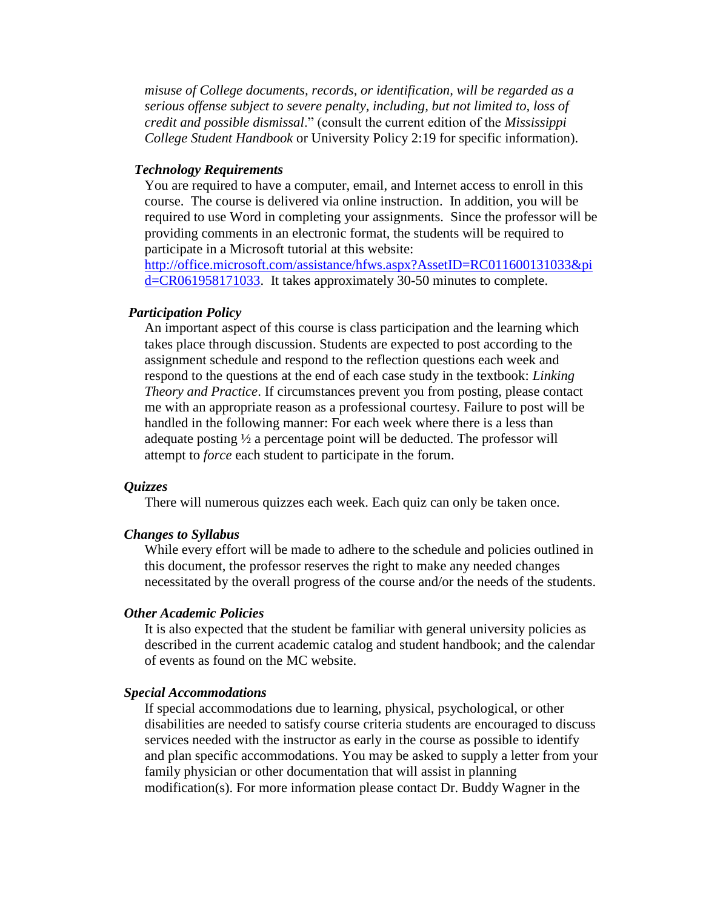*misuse of College documents, records, or identification, will be regarded as a serious offense subject to severe penalty, including, but not limited to, loss of credit and possible dismissal*." (consult the current edition of the *Mississippi College Student Handbook* or University Policy 2:19 for specific information).

***Technology Requirements***

You are required to have a computer, email, and Internet access to enroll in this course. The course is delivered via online instruction. In addition, you will be required to use Word in completing your assignments. Since the professor will be providing comments in an electronic format, the students will be required to participate in a Microsoft tutorial at this website: http://office.microsoft.com/assistance/hfws.aspx?AssetID=RC011600131033&pid=CR061958171033. It takes approximately 30-50 minutes to complete.

***Participation Policy***

An important aspect of this course is class participation and the learning which takes place through discussion. Students are expected to post according to the assignment schedule and respond to the reflection questions each week and respond to the questions at the end of each case study in the textbook: *Linking Theory and Practice*. If circumstances prevent you from posting, please contact me with an appropriate reason as a professional courtesy. Failure to post will be handled in the following manner: For each week where there is a less than adequate posting ½ a percentage point will be deducted. The professor will attempt to *force* each student to participate in the forum.

***Quizzes***

There will numerous quizzes each week. Each quiz can only be taken once.

***Changes to Syllabus***

While every effort will be made to adhere to the schedule and policies outlined in this document, the professor reserves the right to make any needed changes necessitated by the overall progress of the course and/or the needs of the students.

***Other Academic Policies***

It is also expected that the student be familiar with general university policies as described in the current academic catalog and student handbook; and the calendar of events as found on the MC website.

***Special Accommodations***

If special accommodations due to learning, physical, psychological, or other disabilities are needed to satisfy course criteria students are encouraged to discuss services needed with the instructor as early in the course as possible to identify and plan specific accommodations. You may be asked to supply a letter from your family physician or other documentation that will assist in planning modification(s). For more information please contact Dr. Buddy Wagner in the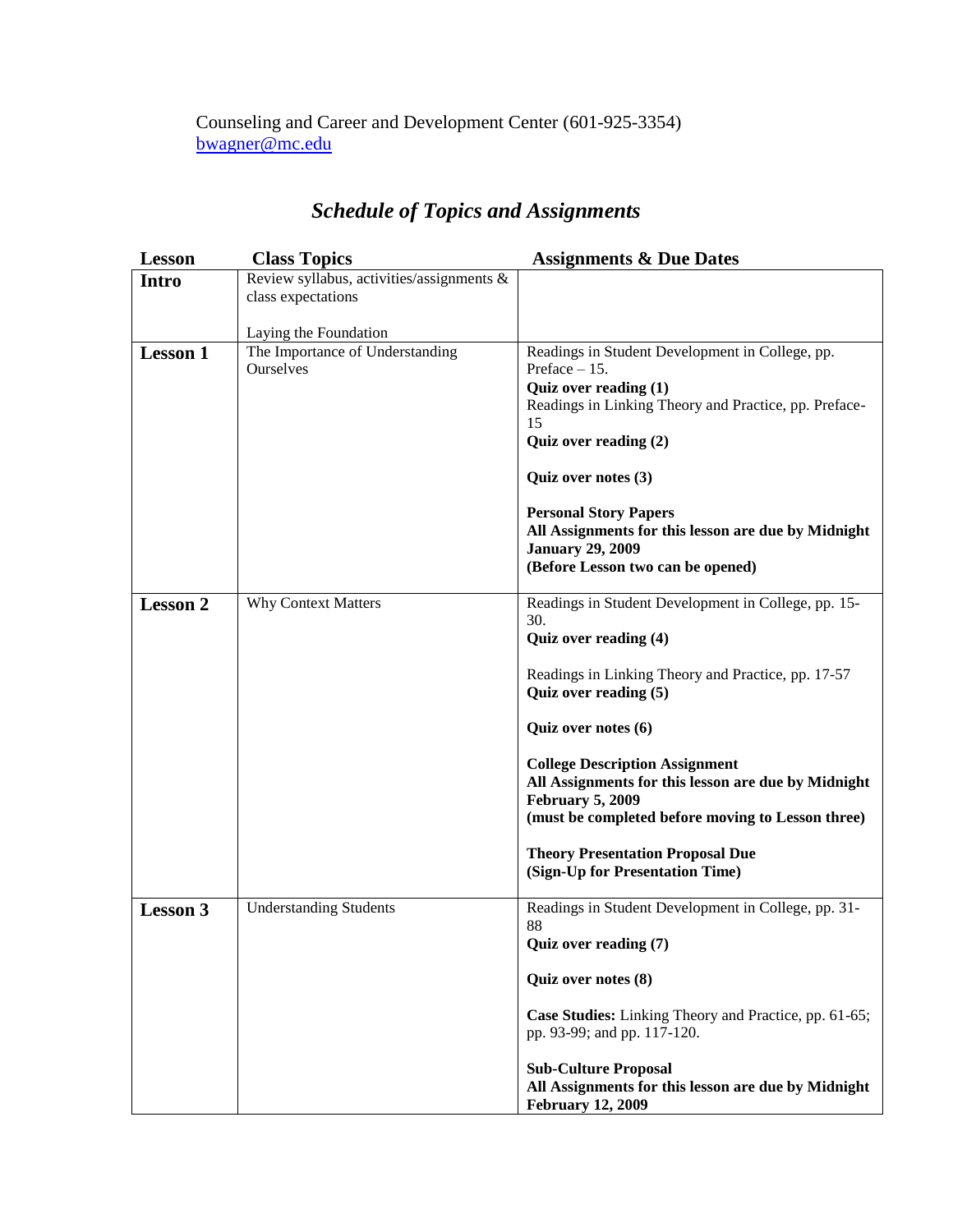Counseling and Career and Development Center (601-925-3354)
bwagner@mc.edu

## *Schedule of Topics and Assignments*

| Lesson | Class Topics | Assignments & Due Dates |
|---|---|---|
| **Intro** | Review syllabus, activities/assignments & class expectations<br><br>Laying the Foundation | |
| **Lesson 1** | The Importance of Understanding Ourselves | Readings in Student Development in College, pp. Preface – 15.<br>**Quiz over reading (1)**<br>Readings in Linking Theory and Practice, pp. Preface-15<br>**Quiz over reading (2)**<br><br>**Quiz over notes (3)**<br><br>**Personal Story Papers**<br>**All Assignments for this lesson are due by Midnight January 29, 2009**<br>**(Before Lesson two can be opened)** |
| **Lesson 2** | Why Context Matters | Readings in Student Development in College, pp. 15-30.<br>**Quiz over reading (4)**<br><br>Readings in Linking Theory and Practice, pp. 17-57<br>**Quiz over reading (5)**<br><br>**Quiz over notes (6)**<br><br>**College Description Assignment**<br>**All Assignments for this lesson are due by Midnight February 5, 2009**<br>**(must be completed before moving to Lesson three)**<br><br>**Theory Presentation Proposal Due**<br>**(Sign-Up for Presentation Time)** |
| **Lesson 3** | Understanding Students | Readings in Student Development in College, pp. 31-88<br>**Quiz over reading (7)**<br><br>**Quiz over notes (8)**<br><br>**Case Studies:** Linking Theory and Practice, pp. 61-65; pp. 93-99; and pp. 117-120.<br><br>**Sub-Culture Proposal**<br>**All Assignments for this lesson are due by Midnight February 12, 2009** |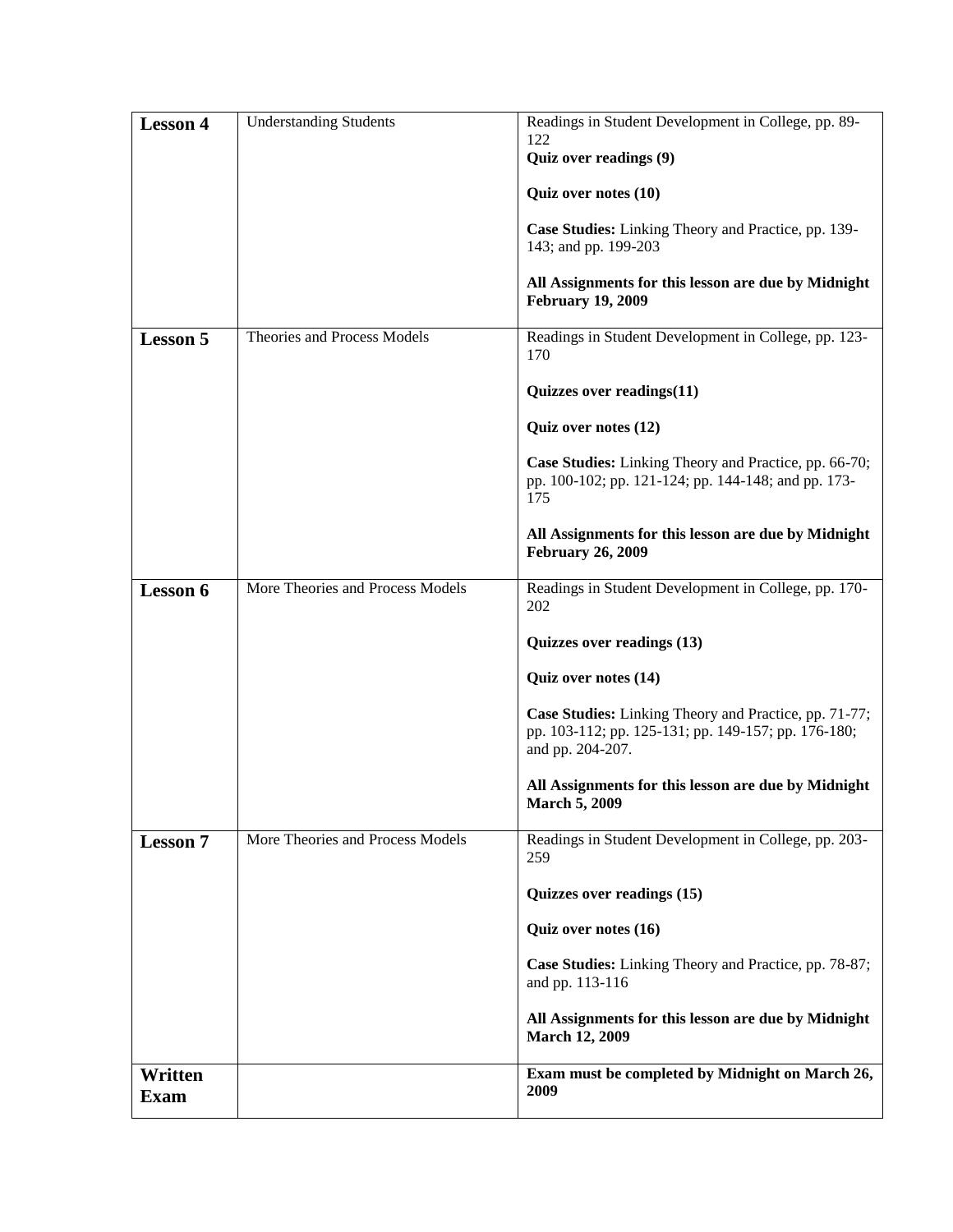| **Lesson 4** | Understanding Students | Readings in Student Development in College, pp. 89-122<br>**Quiz over readings (9)**<br><br>**Quiz over notes (10)**<br><br>**Case Studies:** Linking Theory and Practice, pp. 139-143; and pp. 199-203<br><br>**All Assignments for this lesson are due by Midnight February 19, 2009** |
|---|---|---|
| **Lesson 5** | Theories and Process Models | Readings in Student Development in College, pp. 123-170<br><br>**Quizzes over readings(11)**<br><br>**Quiz over notes (12)**<br><br>**Case Studies:** Linking Theory and Practice, pp. 66-70; pp. 100-102; pp. 121-124; pp. 144-148; and pp. 173-175<br><br>**All Assignments for this lesson are due by Midnight February 26, 2009** |
| **Lesson 6** | More Theories and Process Models | Readings in Student Development in College, pp. 170-202<br><br>**Quizzes over readings (13)**<br><br>**Quiz over notes (14)**<br><br>**Case Studies:** Linking Theory and Practice, pp. 71-77; pp. 103-112; pp. 125-131; pp. 149-157; pp. 176-180; and pp. 204-207.<br><br>**All Assignments for this lesson are due by Midnight March 5, 2009** |
| **Lesson 7** | More Theories and Process Models | Readings in Student Development in College, pp. 203-259<br><br>**Quizzes over readings (15)**<br><br>**Quiz over notes (16)**<br><br>**Case Studies:** Linking Theory and Practice, pp. 78-87; and pp. 113-116<br><br>**All Assignments for this lesson are due by Midnight March 12, 2009** |
| **Written Exam** | | **Exam must be completed by Midnight on March 26, 2009** |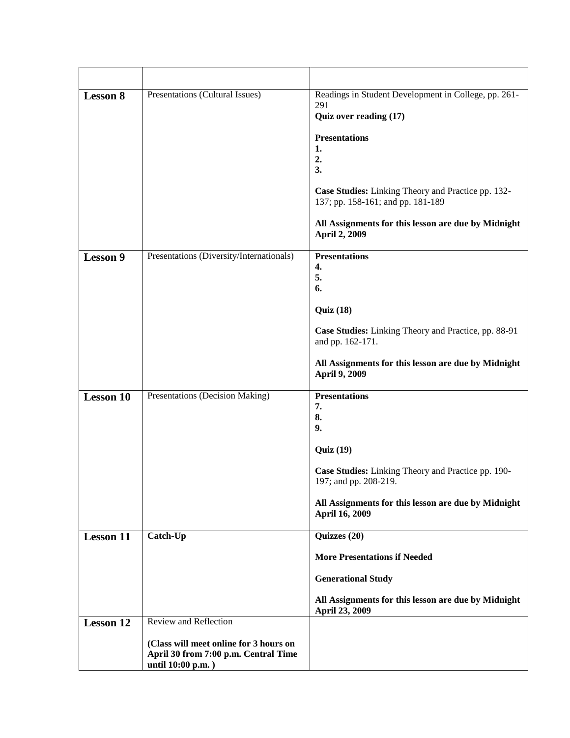| | | |
|---|---|---|
| **Lesson 8** | Presentations (Cultural Issues) | Readings in Student Development in College, pp. 261-291<br>**Quiz over reading (17)**<br><br>**Presentations**<br>**1.**<br>**2.**<br>**3.**<br><br>**Case Studies:** Linking Theory and Practice pp. 132-137; pp. 158-161; and pp. 181-189<br><br>**All Assignments for this lesson are due by Midnight April 2, 2009** |
| **Lesson 9** | Presentations (Diversity/Internationals) | **Presentations**<br>**4.**<br>**5.**<br>**6.**<br><br>**Quiz (18)**<br><br>**Case Studies:** Linking Theory and Practice, pp. 88-91 and pp. 162-171.<br><br>**All Assignments for this lesson are due by Midnight April 9, 2009** |
| **Lesson 10** | Presentations (Decision Making) | **Presentations**<br>**7.**<br>**8.**<br>**9.**<br><br>**Quiz (19)**<br><br>**Case Studies:** Linking Theory and Practice pp. 190-197; and pp. 208-219.<br><br>**All Assignments for this lesson are due by Midnight April 16, 2009** |
| **Lesson 11** | **Catch-Up** | **Quizzes (20)**<br><br>**More Presentations if Needed**<br><br>**Generational Study**<br><br>**All Assignments for this lesson are due by Midnight April 23, 2009** |
| **Lesson 12** | Review and Reflection<br><br>**(Class will meet online for 3 hours on April 30 from 7:00 p.m. Central Time until 10:00 p.m. )** | |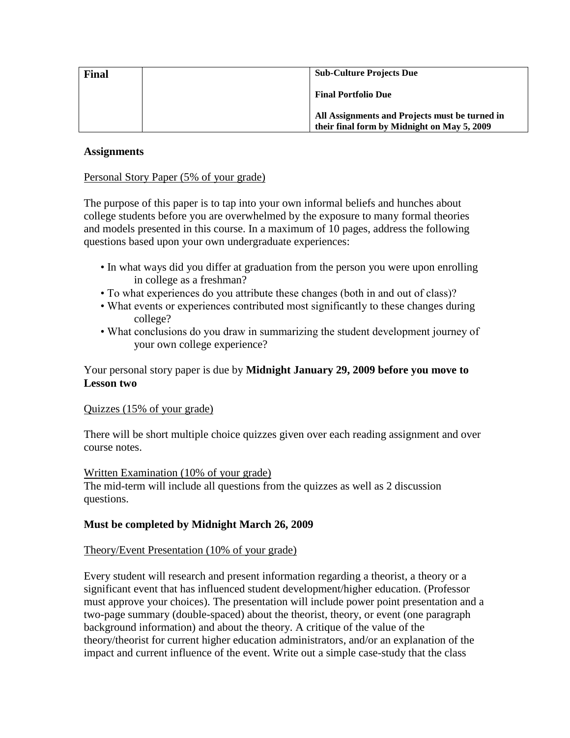| Final | | **Sub-Culture Projects Due**<br><br>**Final Portfolio Due**<br><br>**All Assignments and Projects must be turned in their final form by Midnight on May 5, 2009** |
|---|---|---|

**Assignments**

Personal Story Paper (5% of your grade)

The purpose of this paper is to tap into your own informal beliefs and hunches about college students before you are overwhelmed by the exposure to many formal theories and models presented in this course. In a maximum of 10 pages, address the following questions based upon your own undergraduate experiences:

- In what ways did you differ at graduation from the person you were upon enrolling in college as a freshman?
- To what experiences do you attribute these changes (both in and out of class)?
- What events or experiences contributed most significantly to these changes during college?
- What conclusions do you draw in summarizing the student development journey of your own college experience?

Your personal story paper is due by **Midnight January 29, 2009 before you move to Lesson two**

Quizzes (15% of your grade)

There will be short multiple choice quizzes given over each reading assignment and over course notes.

Written Examination (10% of your grade)
The mid-term will include all questions from the quizzes as well as 2 discussion questions.

**Must be completed by Midnight March 26, 2009**

Theory/Event Presentation (10% of your grade)

Every student will research and present information regarding a theorist, a theory or a significant event that has influenced student development/higher education. (Professor must approve your choices). The presentation will include power point presentation and a two-page summary (double-spaced) about the theorist, theory, or event (one paragraph background information) and about the theory. A critique of the value of the theory/theorist for current higher education administrators, and/or an explanation of the impact and current influence of the event. Write out a simple case-study that the class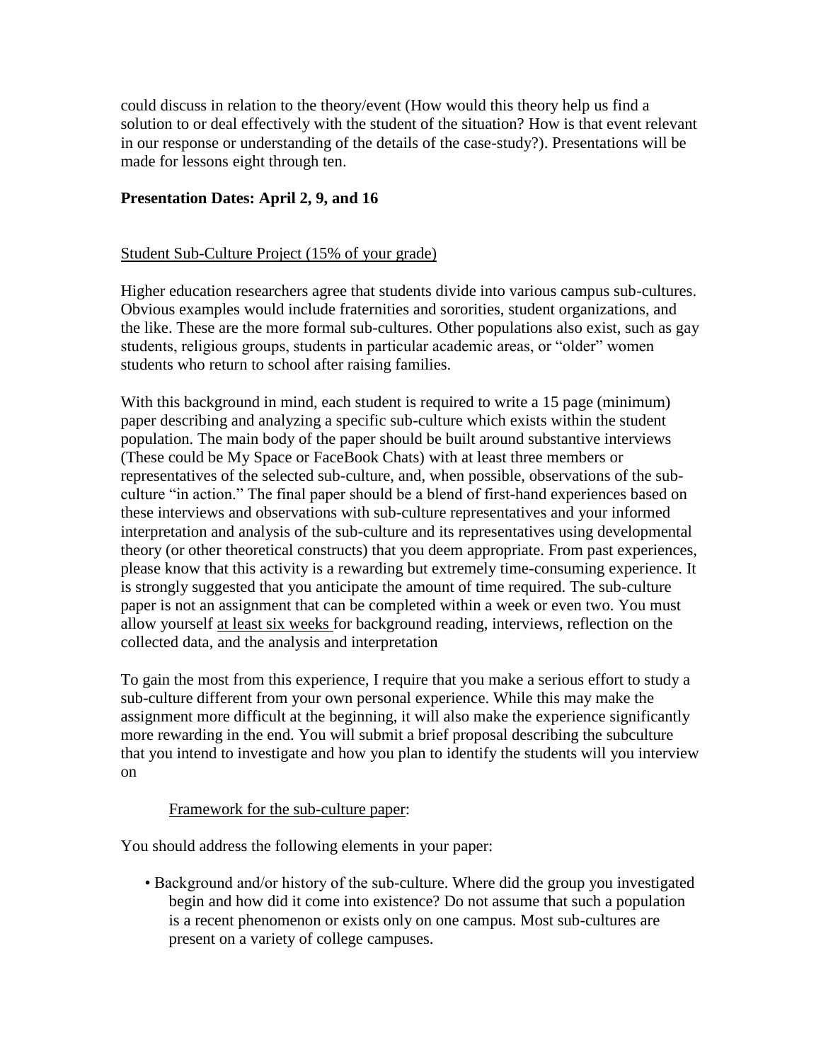could discuss in relation to the theory/event (How would this theory help us find a solution to or deal effectively with the student of the situation? How is that event relevant in our response or understanding of the details of the case-study?). Presentations will be made for lessons eight through ten.

**Presentation Dates: April 2, 9, and 16**

<u>Student Sub-Culture Project (15% of your grade)</u>

Higher education researchers agree that students divide into various campus sub-cultures. Obvious examples would include fraternities and sororities, student organizations, and the like. These are the more formal sub-cultures. Other populations also exist, such as gay students, religious groups, students in particular academic areas, or "older" women students who return to school after raising families.

With this background in mind, each student is required to write a 15 page (minimum) paper describing and analyzing a specific sub-culture which exists within the student population. The main body of the paper should be built around substantive interviews (These could be My Space or FaceBook Chats) with at least three members or representatives of the selected sub-culture, and, when possible, observations of the sub-culture "in action." The final paper should be a blend of first-hand experiences based on these interviews and observations with sub-culture representatives and your informed interpretation and analysis of the sub-culture and its representatives using developmental theory (or other theoretical constructs) that you deem appropriate. From past experiences, please know that this activity is a rewarding but extremely time-consuming experience. It is strongly suggested that you anticipate the amount of time required. The sub-culture paper is not an assignment that can be completed within a week or even two. You must allow yourself <u>at least six weeks</u> for background reading, interviews, reflection on the collected data, and the analysis and interpretation

To gain the most from this experience, I require that you make a serious effort to study a sub-culture different from your own personal experience. While this may make the assignment more difficult at the beginning, it will also make the experience significantly more rewarding in the end. You will submit a brief proposal describing the subculture that you intend to investigate and how you plan to identify the students will you interview on

<u>Framework for the sub-culture paper</u>:

You should address the following elements in your paper:

- Background and/or history of the sub-culture. Where did the group you investigated begin and how did it come into existence? Do not assume that such a population is a recent phenomenon or exists only on one campus. Most sub-cultures are present on a variety of college campuses.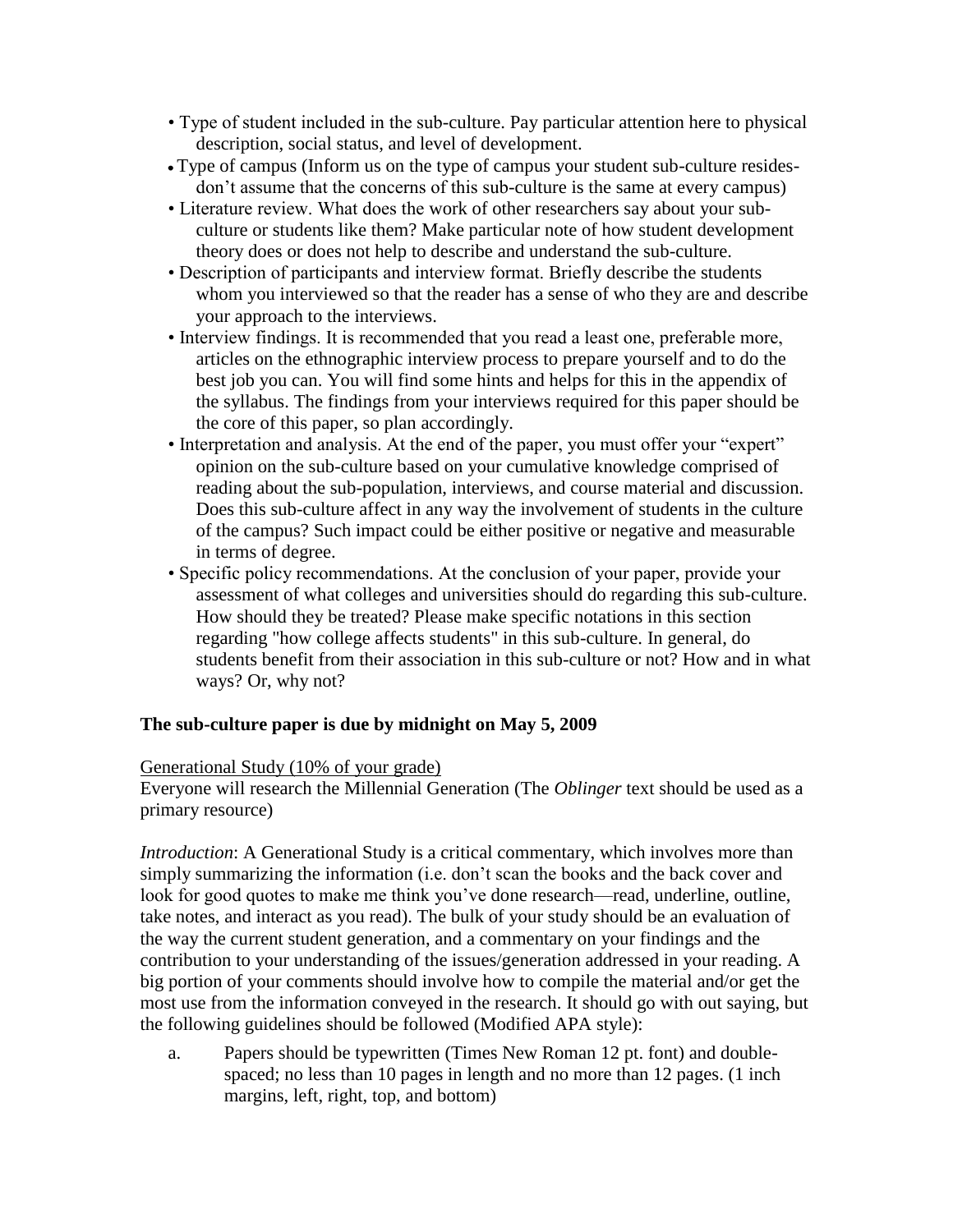- Type of student included in the sub-culture. Pay particular attention here to physical description, social status, and level of development.
- Type of campus (Inform us on the type of campus your student sub-culture resides- don't assume that the concerns of this sub-culture is the same at every campus)
- Literature review. What does the work of other researchers say about your sub-culture or students like them? Make particular note of how student development theory does or does not help to describe and understand the sub-culture.
- Description of participants and interview format. Briefly describe the students whom you interviewed so that the reader has a sense of who they are and describe your approach to the interviews.
- Interview findings. It is recommended that you read a least one, preferable more, articles on the ethnographic interview process to prepare yourself and to do the best job you can. You will find some hints and helps for this in the appendix of the syllabus. The findings from your interviews required for this paper should be the core of this paper, so plan accordingly.
- Interpretation and analysis. At the end of the paper, you must offer your "expert" opinion on the sub-culture based on your cumulative knowledge comprised of reading about the sub-population, interviews, and course material and discussion. Does this sub-culture affect in any way the involvement of students in the culture of the campus? Such impact could be either positive or negative and measurable in terms of degree.
- Specific policy recommendations. At the conclusion of your paper, provide your assessment of what colleges and universities should do regarding this sub-culture. How should they be treated? Please make specific notations in this section regarding "how college affects students" in this sub-culture. In general, do students benefit from their association in this sub-culture or not? How and in what ways? Or, why not?

**The sub-culture paper is due by midnight on May 5, 2009**

<u>Generational Study (10% of your grade)</u>

Everyone will research the Millennial Generation (The *Oblinger* text should be used as a primary resource)

*Introduction*: A Generational Study is a critical commentary, which involves more than simply summarizing the information (i.e. don't scan the books and the back cover and look for good quotes to make me think you've done research—read, underline, outline, take notes, and interact as you read). The bulk of your study should be an evaluation of the way the current student generation, and a commentary on your findings and the contribution to your understanding of the issues/generation addressed in your reading. A big portion of your comments should involve how to compile the material and/or get the most use from the information conveyed in the research. It should go with out saying, but the following guidelines should be followed (Modified APA style):

a. Papers should be typewritten (Times New Roman 12 pt. font) and double-spaced; no less than 10 pages in length and no more than 12 pages. (1 inch margins, left, right, top, and bottom)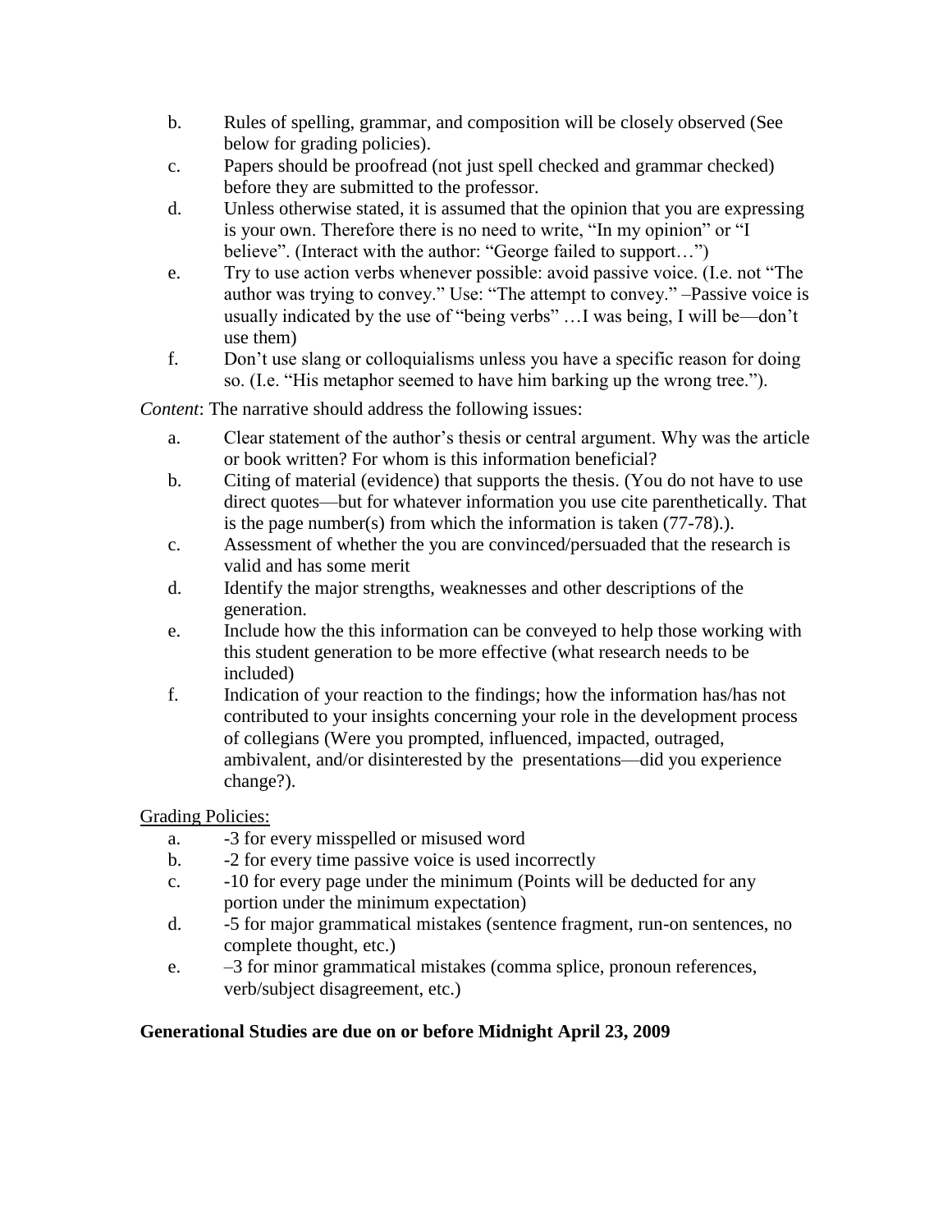b. Rules of spelling, grammar, and composition will be closely observed (See below for grading policies).
c. Papers should be proofread (not just spell checked and grammar checked) before they are submitted to the professor.
d. Unless otherwise stated, it is assumed that the opinion that you are expressing is your own. Therefore there is no need to write, "In my opinion" or "I believe". (Interact with the author: "George failed to support…")
e. Try to use action verbs whenever possible: avoid passive voice. (I.e. not "The author was trying to convey." Use: "The attempt to convey." –Passive voice is usually indicated by the use of "being verbs" …I was being, I will be—don't use them)
f. Don't use slang or colloquialisms unless you have a specific reason for doing so. (I.e. "His metaphor seemed to have him barking up the wrong tree.").

*Content*: The narrative should address the following issues:

a. Clear statement of the author's thesis or central argument. Why was the article or book written? For whom is this information beneficial?
b. Citing of material (evidence) that supports the thesis. (You do not have to use direct quotes—but for whatever information you use cite parenthetically. That is the page number(s) from which the information is taken (77-78).).
c. Assessment of whether the you are convinced/persuaded that the research is valid and has some merit
d. Identify the major strengths, weaknesses and other descriptions of the generation.
e. Include how the this information can be conveyed to help those working with this student generation to be more effective (what research needs to be included)
f. Indication of your reaction to the findings; how the information has/has not contributed to your insights concerning your role in the development process of collegians (Were you prompted, influenced, impacted, outraged, ambivalent, and/or disinterested by the presentations—did you experience change?).

<u>Grading Policies:</u>

a. -3 for every misspelled or misused word
b. -2 for every time passive voice is used incorrectly
c. -10 for every page under the minimum (Points will be deducted for any portion under the minimum expectation)
d. -5 for major grammatical mistakes (sentence fragment, run-on sentences, no complete thought, etc.)
e. –3 for minor grammatical mistakes (comma splice, pronoun references, verb/subject disagreement, etc.)

**Generational Studies are due on or before Midnight April 23, 2009**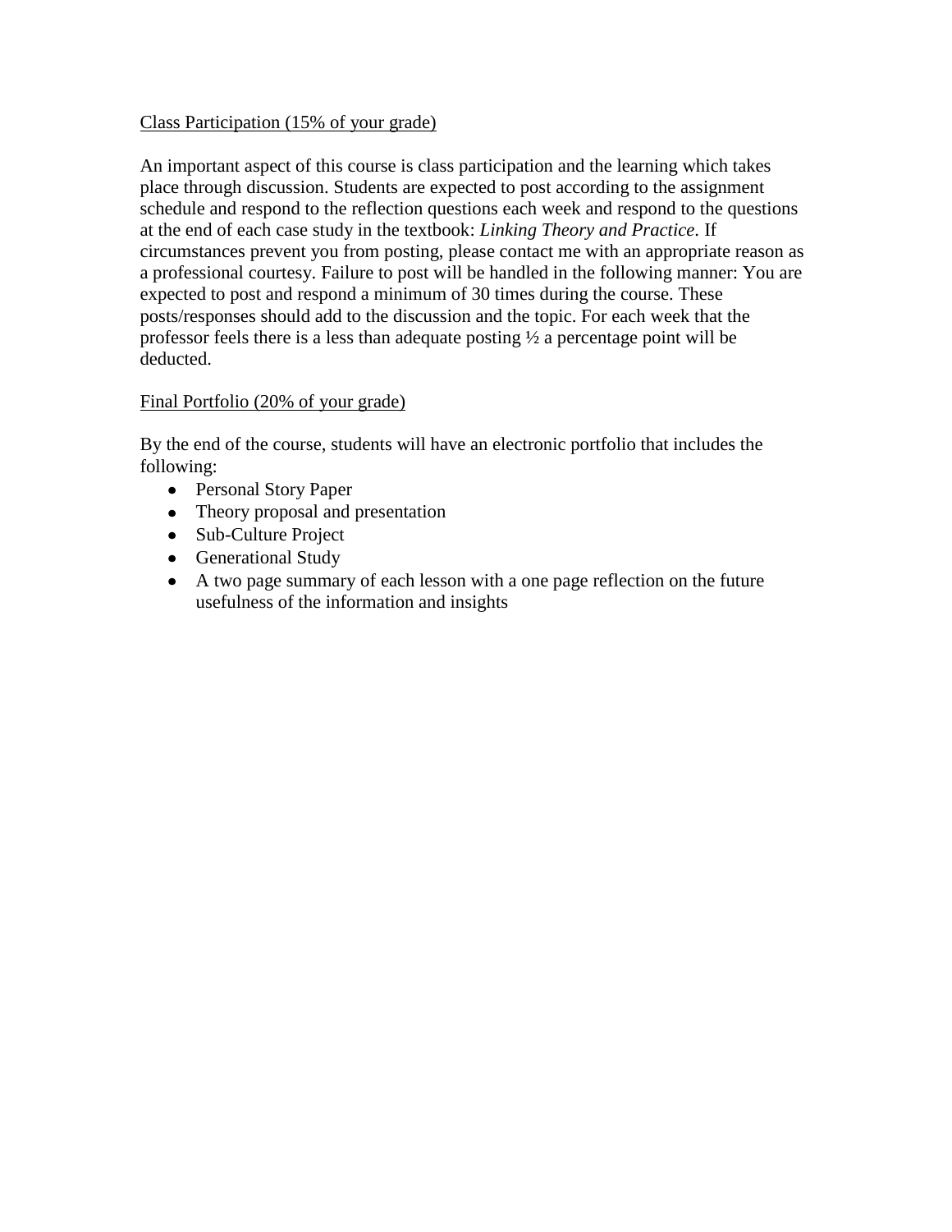<u>Class Participation (15% of your grade)</u>

An important aspect of this course is class participation and the learning which takes place through discussion. Students are expected to post according to the assignment schedule and respond to the reflection questions each week and respond to the questions at the end of each case study in the textbook: *Linking Theory and Practice*. If circumstances prevent you from posting, please contact me with an appropriate reason as a professional courtesy. Failure to post will be handled in the following manner: You are expected to post and respond a minimum of 30 times during the course. These posts/responses should add to the discussion and the topic. For each week that the professor feels there is a less than adequate posting ½ a percentage point will be deducted.

<u>Final Portfolio (20% of your grade)</u>

By the end of the course, students will have an electronic portfolio that includes the following:

- Personal Story Paper
- Theory proposal and presentation
- Sub-Culture Project
- Generational Study
- A two page summary of each lesson with a one page reflection on the future usefulness of the information and insights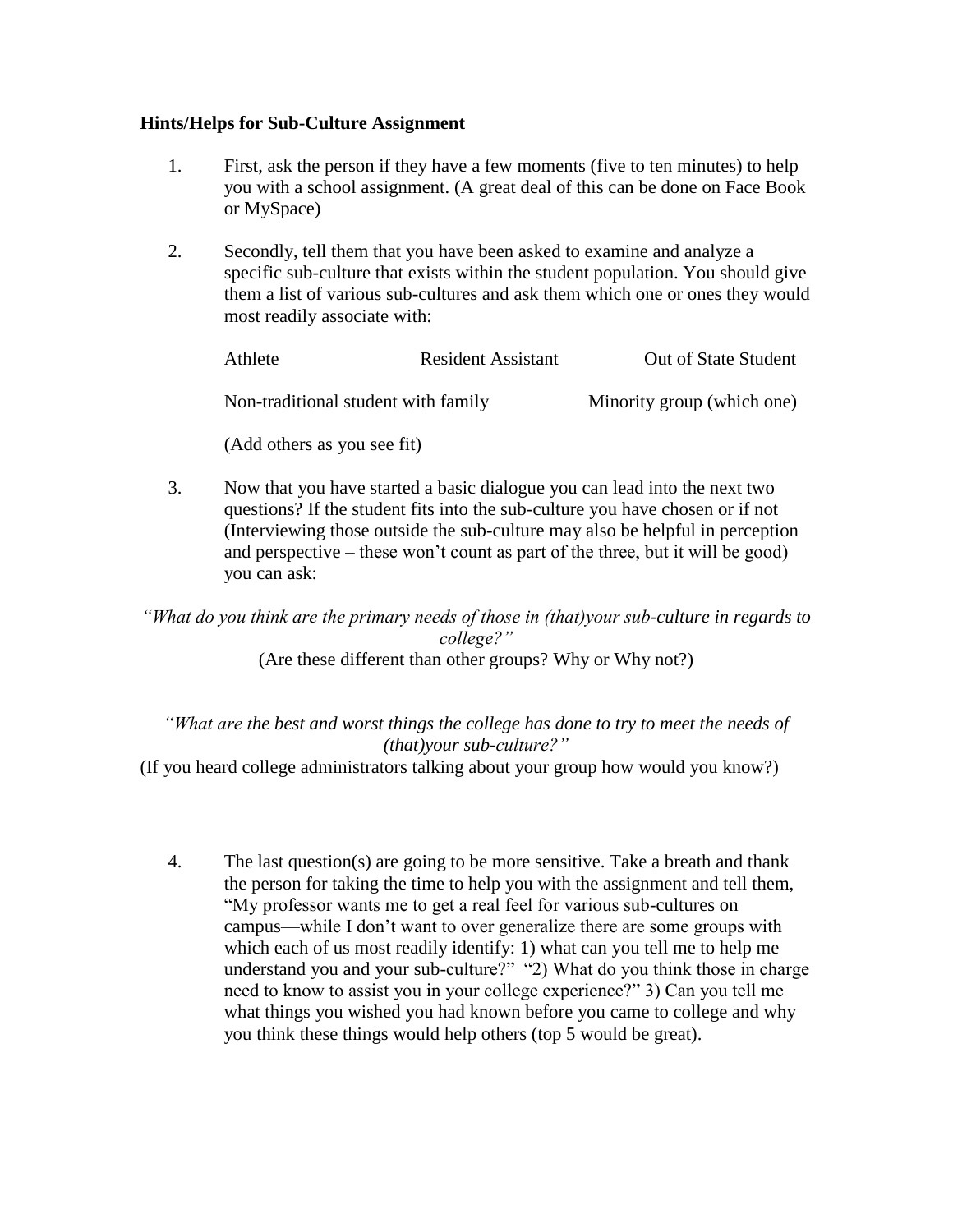**Hints/Helps for Sub-Culture Assignment**

1. First, ask the person if they have a few moments (five to ten minutes) to help you with a school assignment. (A great deal of this can be done on Face Book or MySpace)

2. Secondly, tell them that you have been asked to examine and analyze a specific sub-culture that exists within the student population. You should give them a list of various sub-cultures and ask them which one or ones they would most readily associate with:

   Athlete            Resident Assistant            Out of State Student

   Non-traditional student with family            Minority group (which one)

   (Add others as you see fit)

3. Now that you have started a basic dialogue you can lead into the next two questions? If the student fits into the sub-culture you have chosen or if not (Interviewing those outside the sub-culture may also be helpful in perception and perspective – these won't count as part of the three, but it will be good) you can ask:

*"What do you think are the primary needs of those in (that)your sub-culture in regards to college?"*

(Are these different than other groups? Why or Why not?)

*"What are the best and worst things the college has done to try to meet the needs of (that)your sub-culture?"*

(If you heard college administrators talking about your group how would you know?)

4. The last question(s) are going to be more sensitive. Take a breath and thank the person for taking the time to help you with the assignment and tell them, "My professor wants me to get a real feel for various sub-cultures on campus—while I don't want to over generalize there are some groups with which each of us most readily identify: 1) what can you tell me to help me understand you and your sub-culture?" "2) What do you think those in charge need to know to assist you in your college experience?" 3) Can you tell me what things you wished you had known before you came to college and why you think these things would help others (top 5 would be great).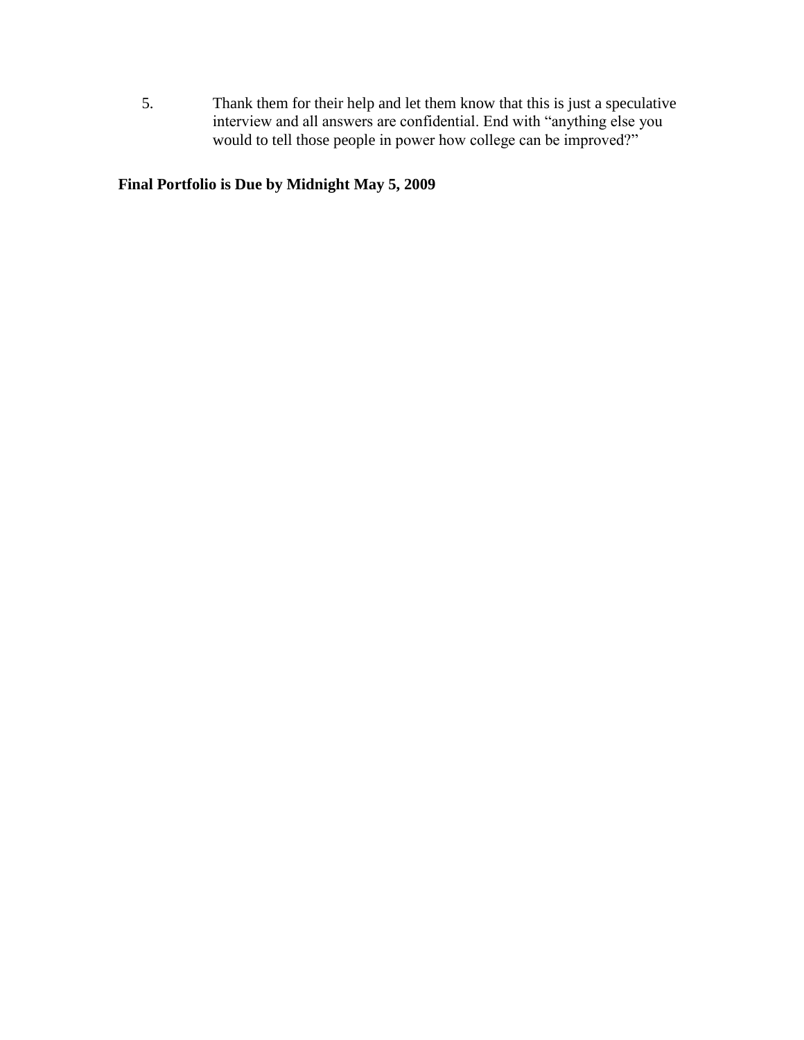5. Thank them for their help and let them know that this is just a speculative interview and all answers are confidential. End with "anything else you would to tell those people in power how college can be improved?"

**Final Portfolio is Due by Midnight May 5, 2009**